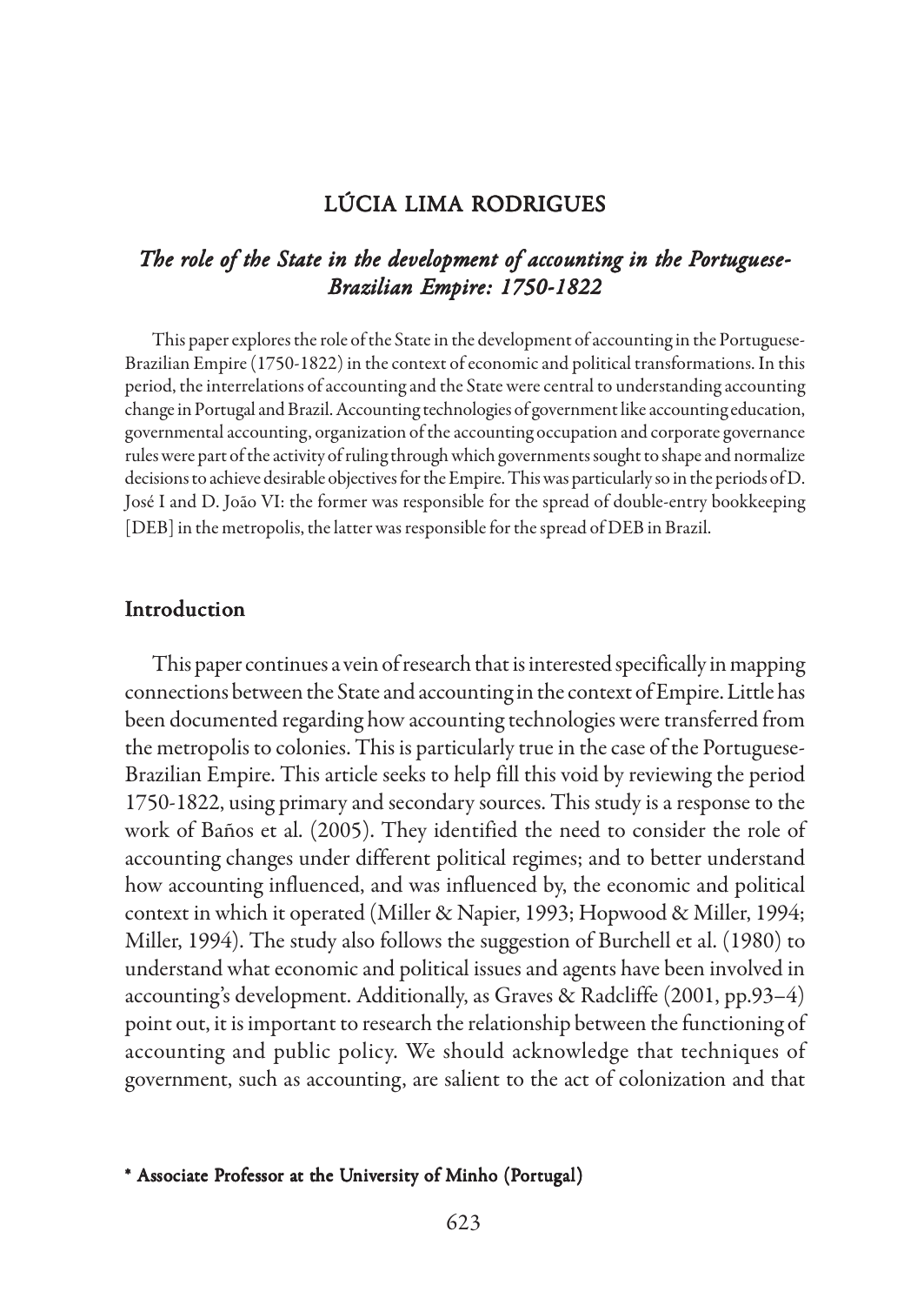# LÚCIA LIMA RODRIGUES

## *The role of the State in the development of accounting in the Portuguese-Brazilian Empire: 1750-1822*

This paper explores the role of the State in the development of accounting in the Portuguese-Brazilian Empire (1750-1822) in the context of economic and political transformations. In this period, the interrelations of accounting and the State were central to understanding accounting change in Portugal and Brazil. Accounting technologies of government like accounting education, governmental accounting, organization of the accounting occupation and corporate governance rules were part of the activity of ruling through which governments sought to shape and normalize decisions to achieve desirable objectives for the Empire. This was particularly so in the periods of D. José I and D. João VI: the former was responsible for the spread of double-entry bookkeeping [DEB] in the metropolis, the latter was responsible for the spread of DEB in Brazil.

## Introduction

This paper continues a vein of research that is interested specifically in mapping connections between the State and accounting in the context of Empire. Little has been documented regarding how accounting technologies were transferred from the metropolis to colonies. This is particularly true in the case of the Portuguese-Brazilian Empire. This article seeks to help fill this void by reviewing the period 1750-1822, using primary and secondary sources. This study is a response to the work of Baños et al. (2005). They identified the need to consider the role of accounting changes under different political regimes; and to better understand how accounting influenced, and was influenced by, the economic and political context in which it operated (Miller & Napier, 1993; Hopwood & Miller, 1994; Miller, 1994). The study also follows the suggestion of Burchell et al. (1980) to understand what economic and political issues and agents have been involved in accounting's development. Additionally, as Graves & Radcliffe (2001, pp.93–4) point out, it is important to research the relationship between the functioning of accounting and public policy. We should acknowledge that techniques of government, such as accounting, are salient to the act of colonization and that

\* Associate Professor at the University of Minho (Portugal)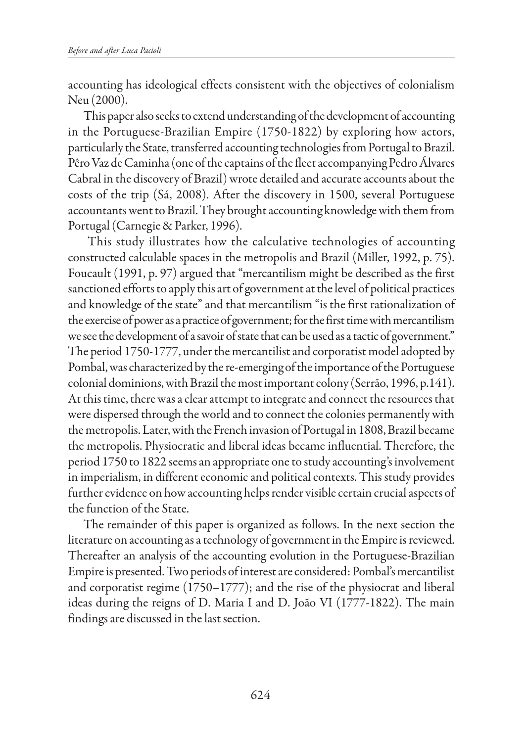accounting has ideological effects consistent with the objectives of colonialism Neu (2000).

This paper also seeks to extend understanding of the development of accounting in the Portuguese-Brazilian Empire (1750-1822) by exploring how actors, particularly the State, transferred accounting technologies from Portugal to Brazil. Pêro Vaz de Caminha (one of the captains of the fleet accompanying Pedro Álvares Cabral in the discovery of Brazil) wrote detailed and accurate accounts about the costs of the trip (Sá, 2008). After the discovery in 1500, several Portuguese accountants went to Brazil. They brought accounting knowledge with them from Portugal (Carnegie & Parker, 1996).

This study illustrates how the calculative technologies of accounting constructed calculable spaces in the metropolis and Brazil (Miller, 1992, p. 75). Foucault (1991, p. 97) argued that "mercantilism might be described as the first sanctioned efforts to apply this art of government at the level of political practices and knowledge of the state" and that mercantilism "is the first rationalization of the exercise of power as a practice of government; for the first time with mercantilism we see the development of a savoir of state that can be used as a tactic of government." The period 1750-1777, under the mercantilist and corporatist model adopted by Pombal, was characterized by the re-emerging of the importance of the Portuguese colonial dominions, with Brazil the most important colony (Serrão, 1996, p.141). At this time, there was a clear attempt to integrate and connect the resources that were dispersed through the world and to connect the colonies permanently with the metropolis. Later, with the French invasion of Portugal in 1808, Brazil became the metropolis. Physiocratic and liberal ideas became influential. Therefore, the period 1750 to 1822 seems an appropriate one to study accounting's involvement in imperialism, in different economic and political contexts. This study provides further evidence on how accounting helps render visible certain crucial aspects of the function of the State.

The remainder of this paper is organized as follows. In the next section the literature on accounting as a technology of government in the Empire is reviewed. Thereafter an analysis of the accounting evolution in the Portuguese-Brazilian Empire is presented. Two periods of interest are considered: Pombal's mercantilist and corporatist regime (1750–1777); and the rise of the physiocrat and liberal ideas during the reigns of D. Maria I and D. João VI (1777-1822). The main findings are discussed in the last section.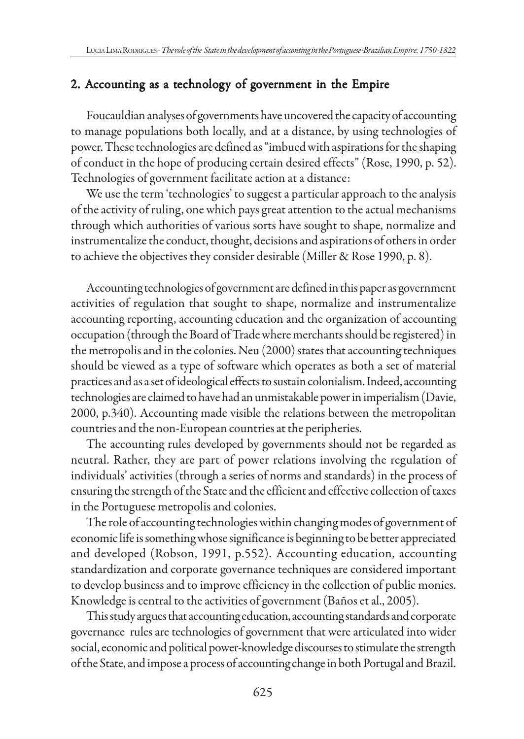## 2. Accounting as a technology of government in the Empire

Foucauldian analyses of governments have uncovered the capacity of accounting to manage populations both locally, and at a distance, by using technologies of power. These technologies are defined as "imbued with aspirations for the shaping of conduct in the hope of producing certain desired effects" (Rose, 1990, p. 52). Technologies of government facilitate action at a distance:

We use the term 'technologies' to suggest a particular approach to the analysis of the activity of ruling, one which pays great attention to the actual mechanisms through which authorities of various sorts have sought to shape, normalize and instrumentalize the conduct, thought, decisions and aspirations of others in order to achieve the objectives they consider desirable (Miller & Rose 1990, p. 8).

Accounting technologies of government are defined in this paper as government activities of regulation that sought to shape, normalize and instrumentalize accounting reporting, accounting education and the organization of accounting occupation (through the Board of Trade where merchants should be registered) in the metropolis and in the colonies. Neu (2000) states that accounting techniques should be viewed as a type of software which operates as both a set of material practices and as a set of ideological effects to sustain colonialism. Indeed, accounting technologies are claimed to have had an unmistakable power in imperialism (Davie, 2000, p.340). Accounting made visible the relations between the metropolitan countries and the non-European countries at the peripheries.

The accounting rules developed by governments should not be regarded as neutral. Rather, they are part of power relations involving the regulation of individuals' activities (through a series of norms and standards) in the process of ensuring the strength of the State and the efficient and effective collection of taxes in the Portuguese metropolis and colonies.

The role of accounting technologies within changing modes of government of economic life is something whose significance is beginning to be better appreciated and developed (Robson, 1991, p.552). Accounting education, accounting standardization and corporate governance techniques are considered important to develop business and to improve efficiency in the collection of public monies. Knowledge is central to the activities of government (Baños et al., 2005).

This study argues that accounting education, accounting standards and corporate governance rules are technologies of government that were articulated into wider social, economic and political power-knowledge discourses to stimulate the strength of the State, and impose a process of accounting change in both Portugal and Brazil.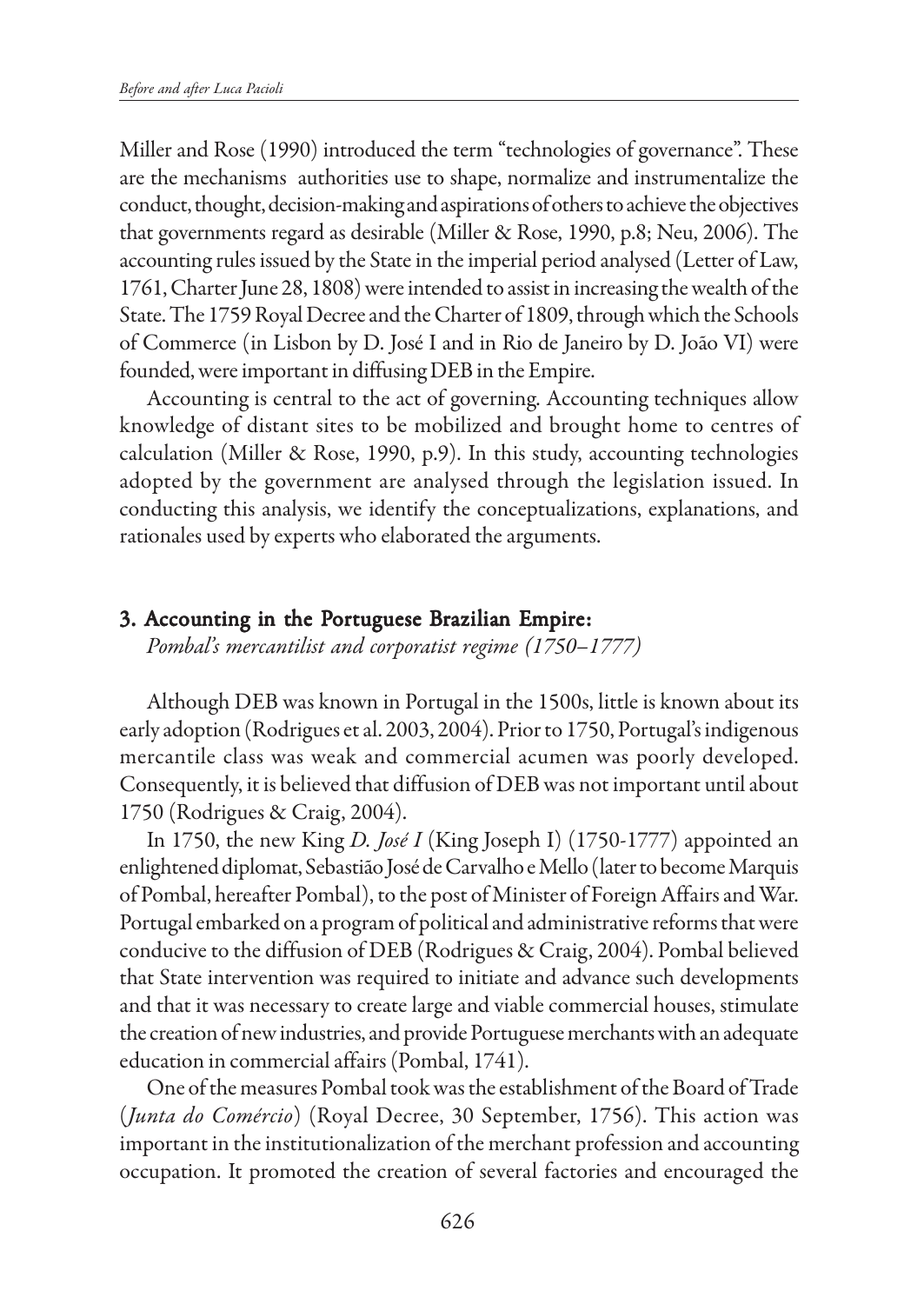Miller and Rose (1990) introduced the term "technologies of governance". These are the mechanisms authorities use to shape, normalize and instrumentalize the conduct, thought, decision-making and aspirations of others to achieve the objectives that governments regard as desirable (Miller & Rose, 1990, p.8; Neu, 2006). The accounting rules issued by the State in the imperial period analysed (Letter of Law, 1761, Charter June 28, 1808) were intended to assist in increasing the wealth of the State. The 1759 Royal Decree and the Charter of 1809, through which the Schools of Commerce (in Lisbon by D. José I and in Rio de Janeiro by D. João VI) were founded, were important in diffusing DEB in the Empire.

Accounting is central to the act of governing. Accounting techniques allow knowledge of distant sites to be mobilized and brought home to centres of calculation (Miller & Rose, 1990, p.9). In this study, accounting technologies adopted by the government are analysed through the legislation issued. In conducting this analysis, we identify the conceptualizations, explanations, and rationales used by experts who elaborated the arguments.

## 3. Accounting in the Portuguese Brazilian Empire:

*Pombal's mercantilist and corporatist regime (1750–1777)*

Although DEB was known in Portugal in the 1500s, little is known about its early adoption (Rodrigues et al. 2003, 2004). Prior to 1750, Portugal's indigenous mercantile class was weak and commercial acumen was poorly developed. Consequently, it is believed that diffusion of DEB was not important until about 1750 (Rodrigues & Craig, 2004).

In 1750, the new King *D. José I* (King Joseph I) (1750-1777) appointed an enlightened diplomat, Sebastião José de Carvalho e Mello (later to become Marquis of Pombal, hereafter Pombal), to the post of Minister of Foreign Affairs and War. Portugal embarked on a program of political and administrative reforms that were conducive to the diffusion of DEB (Rodrigues & Craig, 2004). Pombal believed that State intervention was required to initiate and advance such developments and that it was necessary to create large and viable commercial houses, stimulate the creation of new industries, and provide Portuguese merchants with an adequate education in commercial affairs (Pombal, 1741).

One of the measures Pombal took was the establishment of the Board of Trade (*Junta do Comércio*) (Royal Decree, 30 September, 1756). This action was important in the institutionalization of the merchant profession and accounting occupation. It promoted the creation of several factories and encouraged the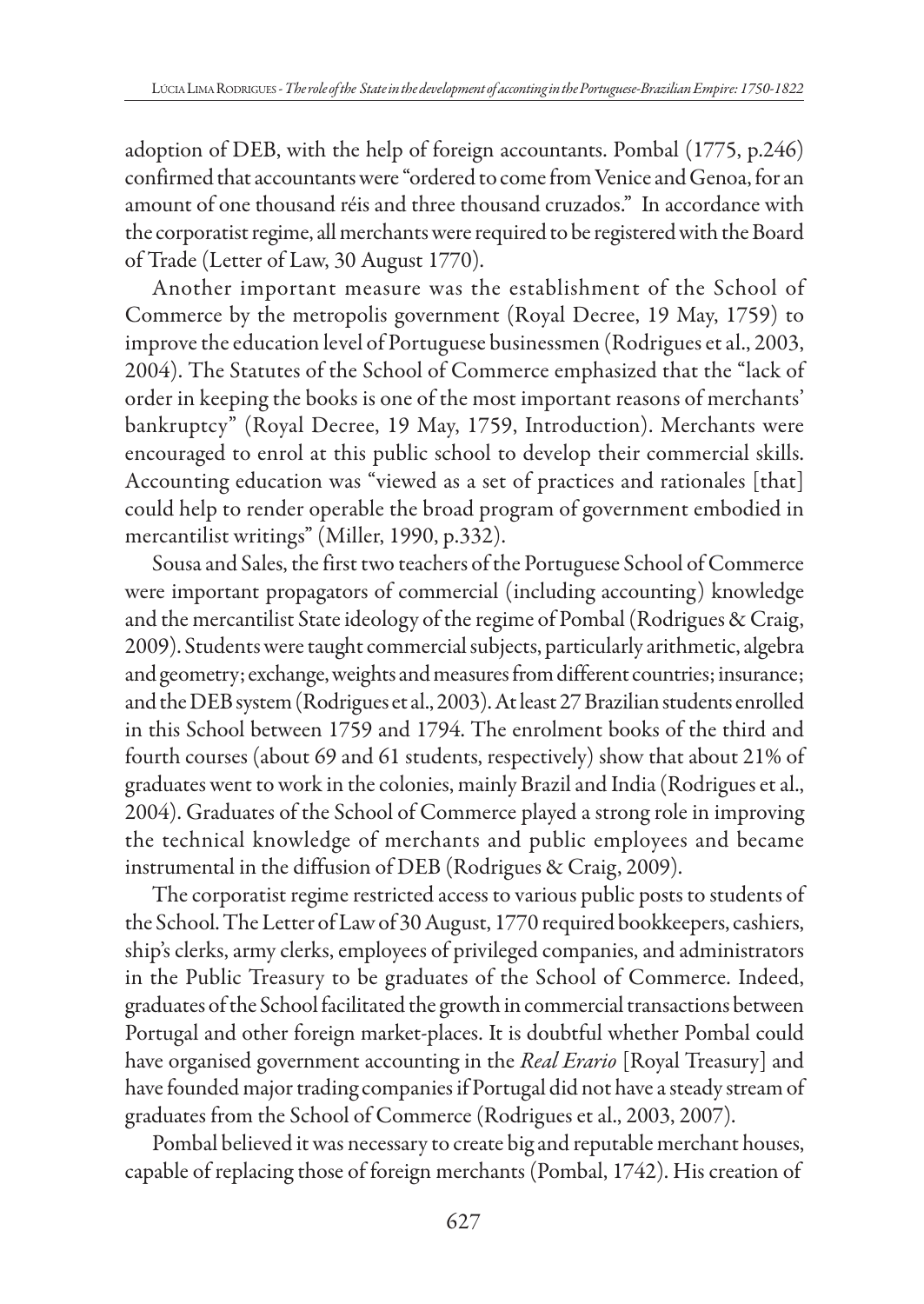adoption of DEB, with the help of foreign accountants. Pombal (1775, p.246) confirmed that accountants were "ordered to come from Venice and Genoa, for an amount of one thousand réis and three thousand cruzados." In accordance with the corporatist regime, all merchants were required to be registered with the Board of Trade (Letter of Law, 30 August 1770).

Another important measure was the establishment of the School of Commerce by the metropolis government (Royal Decree, 19 May, 1759) to improve the education level of Portuguese businessmen (Rodrigues et al., 2003, 2004). The Statutes of the School of Commerce emphasized that the "lack of order in keeping the books is one of the most important reasons of merchants' bankruptcy" (Royal Decree, 19 May, 1759, Introduction). Merchants were encouraged to enrol at this public school to develop their commercial skills. Accounting education was "viewed as a set of practices and rationales [that] could help to render operable the broad program of government embodied in mercantilist writings" (Miller, 1990, p.332).

Sousa and Sales, the first two teachers of the Portuguese School of Commerce were important propagators of commercial (including accounting) knowledge and the mercantilist State ideology of the regime of Pombal (Rodrigues & Craig, 2009). Students were taught commercial subjects, particularly arithmetic, algebra and geometry; exchange, weights and measures from different countries; insurance; and the DEB system (Rodrigues et al., 2003). At least 27 Brazilian students enrolled in this School between 1759 and 1794. The enrolment books of the third and fourth courses (about 69 and 61 students, respectively) show that about 21% of graduates went to work in the colonies, mainly Brazil and India (Rodrigues et al., 2004). Graduates of the School of Commerce played a strong role in improving the technical knowledge of merchants and public employees and became instrumental in the diffusion of DEB (Rodrigues & Craig, 2009).

The corporatist regime restricted access to various public posts to students of the School. The Letter of Law of 30 August, 1770 required bookkeepers, cashiers, ship's clerks, army clerks, employees of privileged companies, and administrators in the Public Treasury to be graduates of the School of Commerce. Indeed, graduates of the School facilitated the growth in commercial transactions between Portugal and other foreign market-places. It is doubtful whether Pombal could have organised government accounting in the *Real Erario* [Royal Treasury] and have founded major trading companies if Portugal did not have a steady stream of graduates from the School of Commerce (Rodrigues et al., 2003, 2007).

Pombal believed it was necessary to create big and reputable merchant houses, capable of replacing those of foreign merchants (Pombal, 1742). His creation of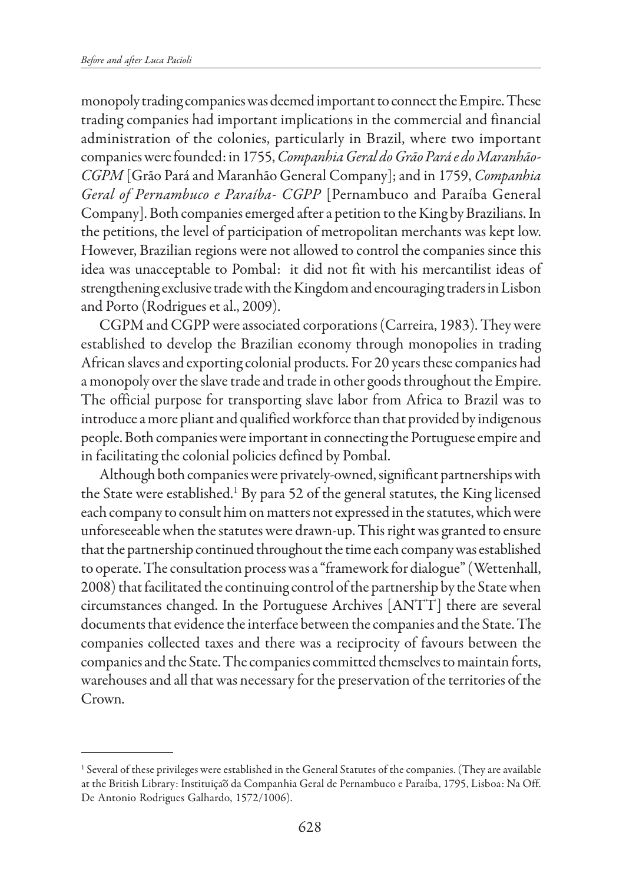monopoly trading companies was deemed important to connect the Empire. These trading companies had important implications in the commercial and financial administration of the colonies, particularly in Brazil, where two important companies were founded: in 1755, *Companhia Geral do Grão Pará e do Maranhão-CGPM* [Grão Pará and Maranhão General Company]; and in 1759, *Companhia Geral of Pernambuco e Paraíba- CGPP* [Pernambuco and Paraíba General Company]. Both companies emerged after a petition to the King by Brazilians. In the petitions, the level of participation of metropolitan merchants was kept low. However, Brazilian regions were not allowed to control the companies since this idea was unacceptable to Pombal: it did not fit with his mercantilist ideas of strengthening exclusive trade with the Kingdom and encouraging traders in Lisbon and Porto (Rodrigues et al., 2009).

CGPM and CGPP were associated corporations (Carreira, 1983). They were established to develop the Brazilian economy through monopolies in trading African slaves and exporting colonial products. For 20 years these companies had a monopoly over the slave trade and trade in other goods throughout the Empire. The official purpose for transporting slave labor from Africa to Brazil was to introduce a more pliant and qualified workforce than that provided by indigenous people. Both companies were important in connecting the Portuguese empire and in facilitating the colonial policies defined by Pombal.

Although both companies were privately-owned, significant partnerships with the State were established.[1] By para 52 of the general statutes, the King licensed each company to consult him on matters not expressed in the statutes, which were unforeseeable when the statutes were drawn-up. This right was granted to ensure that the partnership continued throughout the time each company was established to operate. The consultation process was a "framework for dialogue" (Wettenhall, 2008) that facilitated the continuing control of the partnership by the State when circumstances changed. In the Portuguese Archives [ANTT] there are several documents that evidence the interface between the companies and the State. The companies collected taxes and there was a reciprocity of favours between the companies and the State. The companies committed themselves to maintain forts, warehouses and all that was necessary for the preservation of the territories of the Crown.

[1] Several of these privileges were established in the General Statutes of the companies. (They are available at the British Library: Instituiçaõ da Companhia Geral de Pernambuco e Paraíba, 1795, Lisboa: Na Off. De Antonio Rodrigues Galhardo, 1572/1006).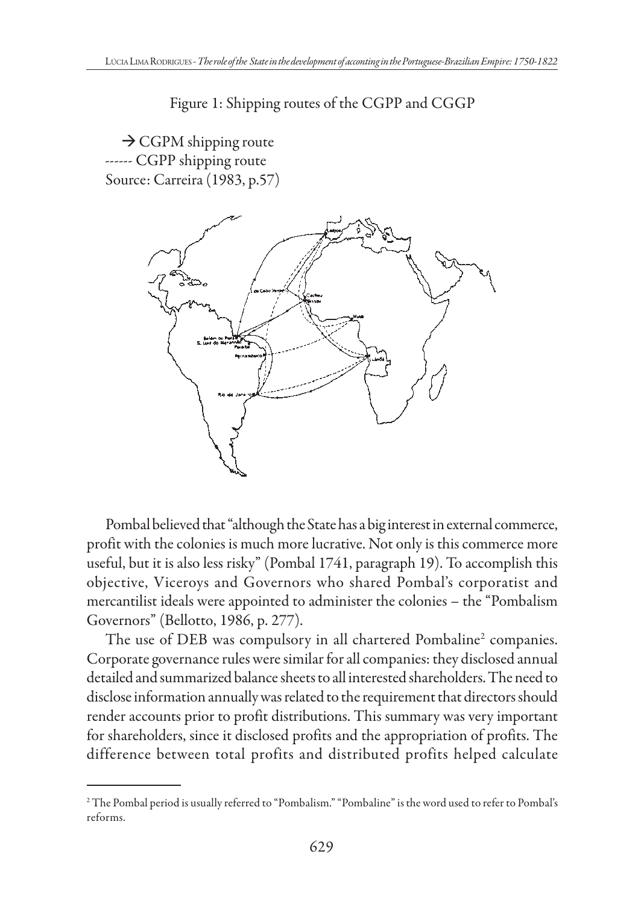Figure 1: Shipping routes of the CGPP and CGGP

→ CGPM shipping route
------ CGPP shipping route
Source: Carreira (1983, p.57)

Pombal believed that "although the State has a big interest in external commerce, profit with the colonies is much more lucrative. Not only is this commerce more useful, but it is also less risky" (Pombal 1741, paragraph 19). To accomplish this objective, Viceroys and Governors who shared Pombal's corporatist and mercantilist ideals were appointed to administer the colonies – the "Pombalism Governors" (Bellotto, 1986, p. 277).

The use of DEB was compulsory in all chartered Pombaline[2] companies. Corporate governance rules were similar for all companies: they disclosed annual detailed and summarized balance sheets to all interested shareholders. The need to disclose information annually was related to the requirement that directors should render accounts prior to profit distributions. This summary was very important for shareholders, since it disclosed profits and the appropriation of profits. The difference between total profits and distributed profits helped calculate

[2] The Pombal period is usually referred to "Pombalism." "Pombaline" is the word used to refer to Pombal's reforms.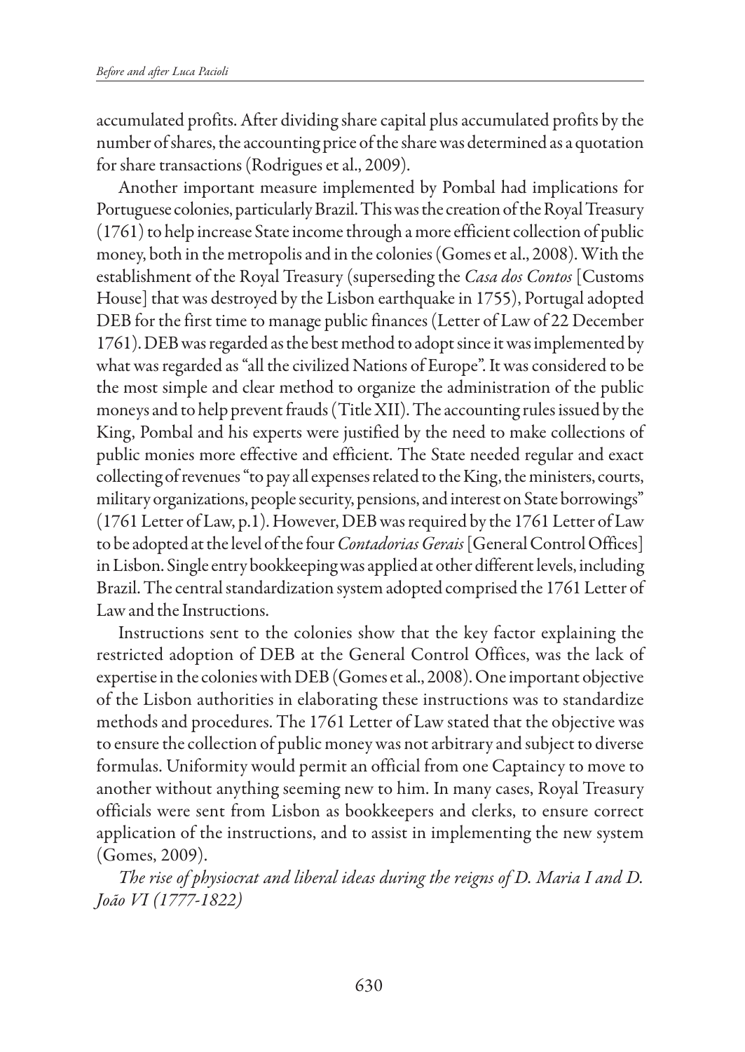accumulated profits. After dividing share capital plus accumulated profits by the number of shares, the accounting price of the share was determined as a quotation for share transactions (Rodrigues et al., 2009).

Another important measure implemented by Pombal had implications for Portuguese colonies, particularly Brazil. This was the creation of the Royal Treasury (1761) to help increase State income through a more efficient collection of public money, both in the metropolis and in the colonies (Gomes et al., 2008). With the establishment of the Royal Treasury (superseding the *Casa dos Contos* [Customs House] that was destroyed by the Lisbon earthquake in 1755), Portugal adopted DEB for the first time to manage public finances (Letter of Law of 22 December 1761). DEB was regarded as the best method to adopt since it was implemented by what was regarded as "all the civilized Nations of Europe". It was considered to be the most simple and clear method to organize the administration of the public moneys and to help prevent frauds (Title XII). The accounting rules issued by the King, Pombal and his experts were justified by the need to make collections of public monies more effective and efficient. The State needed regular and exact collecting of revenues "to pay all expenses related to the King, the ministers, courts, military organizations, people security, pensions, and interest on State borrowings" (1761 Letter of Law, p.1). However, DEB was required by the 1761 Letter of Law to be adopted at the level of the four *Contadorias Gerais* [General Control Offices] in Lisbon. Single entry bookkeeping was applied at other different levels, including Brazil. The central standardization system adopted comprised the 1761 Letter of Law and the Instructions.

Instructions sent to the colonies show that the key factor explaining the restricted adoption of DEB at the General Control Offices, was the lack of expertise in the colonies with DEB (Gomes et al., 2008). One important objective of the Lisbon authorities in elaborating these instructions was to standardize methods and procedures. The 1761 Letter of Law stated that the objective was to ensure the collection of public money was not arbitrary and subject to diverse formulas. Uniformity would permit an official from one Captaincy to move to another without anything seeming new to him. In many cases, Royal Treasury officials were sent from Lisbon as bookkeepers and clerks, to ensure correct application of the instructions, and to assist in implementing the new system (Gomes, 2009).

*The rise of physiocrat and liberal ideas during the reigns of D. Maria I and D. João VI (1777-1822)*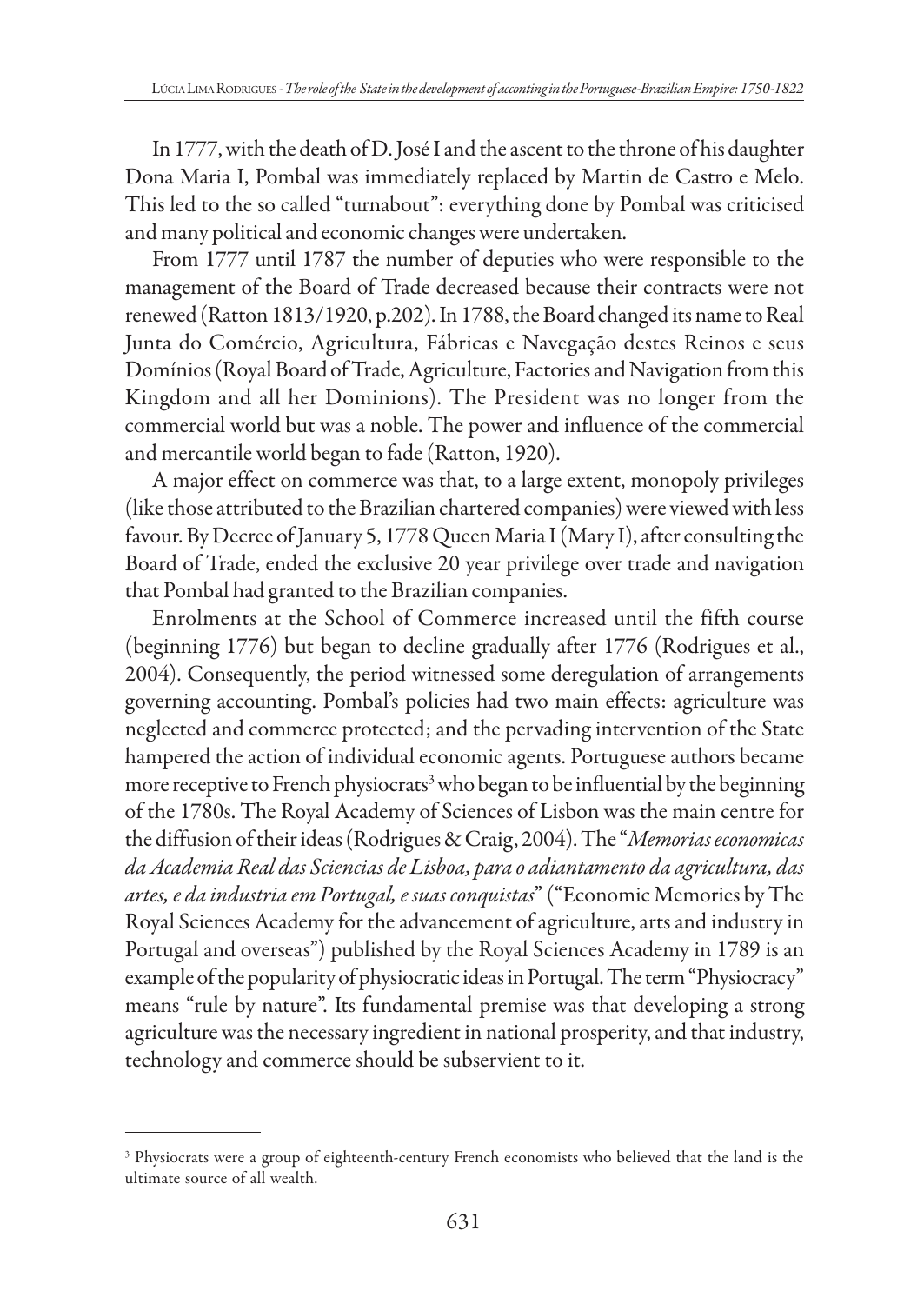In 1777, with the death of D. José I and the ascent to the throne of his daughter Dona Maria I, Pombal was immediately replaced by Martin de Castro e Melo. This led to the so called "turnabout": everything done by Pombal was criticised and many political and economic changes were undertaken.

From 1777 until 1787 the number of deputies who were responsible to the management of the Board of Trade decreased because their contracts were not renewed (Ratton 1813/1920, p.202). In 1788, the Board changed its name to Real Junta do Comércio, Agricultura, Fábricas e Navegação destes Reinos e seus Domínios (Royal Board of Trade, Agriculture, Factories and Navigation from this Kingdom and all her Dominions). The President was no longer from the commercial world but was a noble. The power and influence of the commercial and mercantile world began to fade (Ratton, 1920).

A major effect on commerce was that, to a large extent, monopoly privileges (like those attributed to the Brazilian chartered companies) were viewed with less favour. By Decree of January 5, 1778 Queen Maria I (Mary I), after consulting the Board of Trade, ended the exclusive 20 year privilege over trade and navigation that Pombal had granted to the Brazilian companies.

Enrolments at the School of Commerce increased until the fifth course (beginning 1776) but began to decline gradually after 1776 (Rodrigues et al., 2004). Consequently, the period witnessed some deregulation of arrangements governing accounting. Pombal's policies had two main effects: agriculture was neglected and commerce protected; and the pervading intervention of the State hampered the action of individual economic agents. Portuguese authors became more receptive to French physiocrats[3] who began to be influential by the beginning of the 1780s. The Royal Academy of Sciences of Lisbon was the main centre for the diffusion of their ideas (Rodrigues & Craig, 2004). The "*Memorias economicas da Academia Real das Sciencias de Lisboa, para o adiantamento da agricultura, das artes, e da industria em Portugal, e suas conquistas*" ("Economic Memories by The Royal Sciences Academy for the advancement of agriculture, arts and industry in Portugal and overseas") published by the Royal Sciences Academy in 1789 is an example of the popularity of physiocratic ideas in Portugal. The term "Physiocracy" means "rule by nature". Its fundamental premise was that developing a strong agriculture was the necessary ingredient in national prosperity, and that industry, technology and commerce should be subservient to it.

---

[3] Physiocrats were a group of eighteenth-century French economists who believed that the land is the ultimate source of all wealth.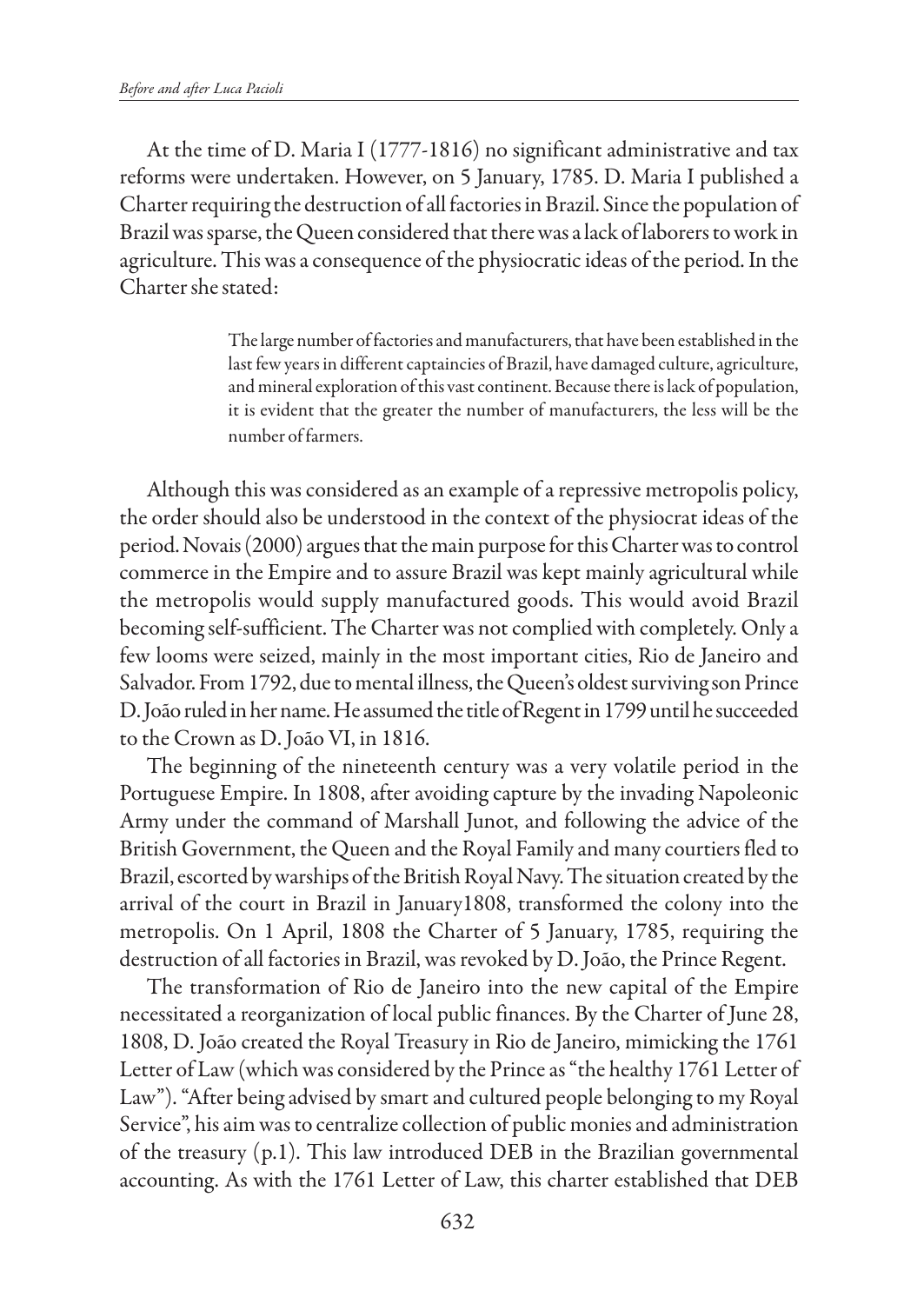At the time of D. Maria I (1777-1816) no significant administrative and tax reforms were undertaken. However, on 5 January, 1785. D. Maria I published a Charter requiring the destruction of all factories in Brazil. Since the population of Brazil was sparse, the Queen considered that there was a lack of laborers to work in agriculture. This was a consequence of the physiocratic ideas of the period. In the Charter she stated:

> The large number of factories and manufacturers, that have been established in the last few years in different captaincies of Brazil, have damaged culture, agriculture, and mineral exploration of this vast continent. Because there is lack of population, it is evident that the greater the number of manufacturers, the less will be the number of farmers.

Although this was considered as an example of a repressive metropolis policy, the order should also be understood in the context of the physiocrat ideas of the period. Novais (2000) argues that the main purpose for this Charter was to control commerce in the Empire and to assure Brazil was kept mainly agricultural while the metropolis would supply manufactured goods. This would avoid Brazil becoming self-sufficient. The Charter was not complied with completely. Only a few looms were seized, mainly in the most important cities, Rio de Janeiro and Salvador. From 1792, due to mental illness, the Queen's oldest surviving son Prince D. João ruled in her name. He assumed the title of Regent in 1799 until he succeeded to the Crown as D. João VI, in 1816.

The beginning of the nineteenth century was a very volatile period in the Portuguese Empire. In 1808, after avoiding capture by the invading Napoleonic Army under the command of Marshall Junot, and following the advice of the British Government, the Queen and the Royal Family and many courtiers fled to Brazil, escorted by warships of the British Royal Navy. The situation created by the arrival of the court in Brazil in January1808, transformed the colony into the metropolis. On 1 April, 1808 the Charter of 5 January, 1785, requiring the destruction of all factories in Brazil, was revoked by D. João, the Prince Regent.

The transformation of Rio de Janeiro into the new capital of the Empire necessitated a reorganization of local public finances. By the Charter of June 28, 1808, D. João created the Royal Treasury in Rio de Janeiro, mimicking the 1761 Letter of Law (which was considered by the Prince as "the healthy 1761 Letter of Law"). "After being advised by smart and cultured people belonging to my Royal Service", his aim was to centralize collection of public monies and administration of the treasury (p.1). This law introduced DEB in the Brazilian governmental accounting. As with the 1761 Letter of Law, this charter established that DEB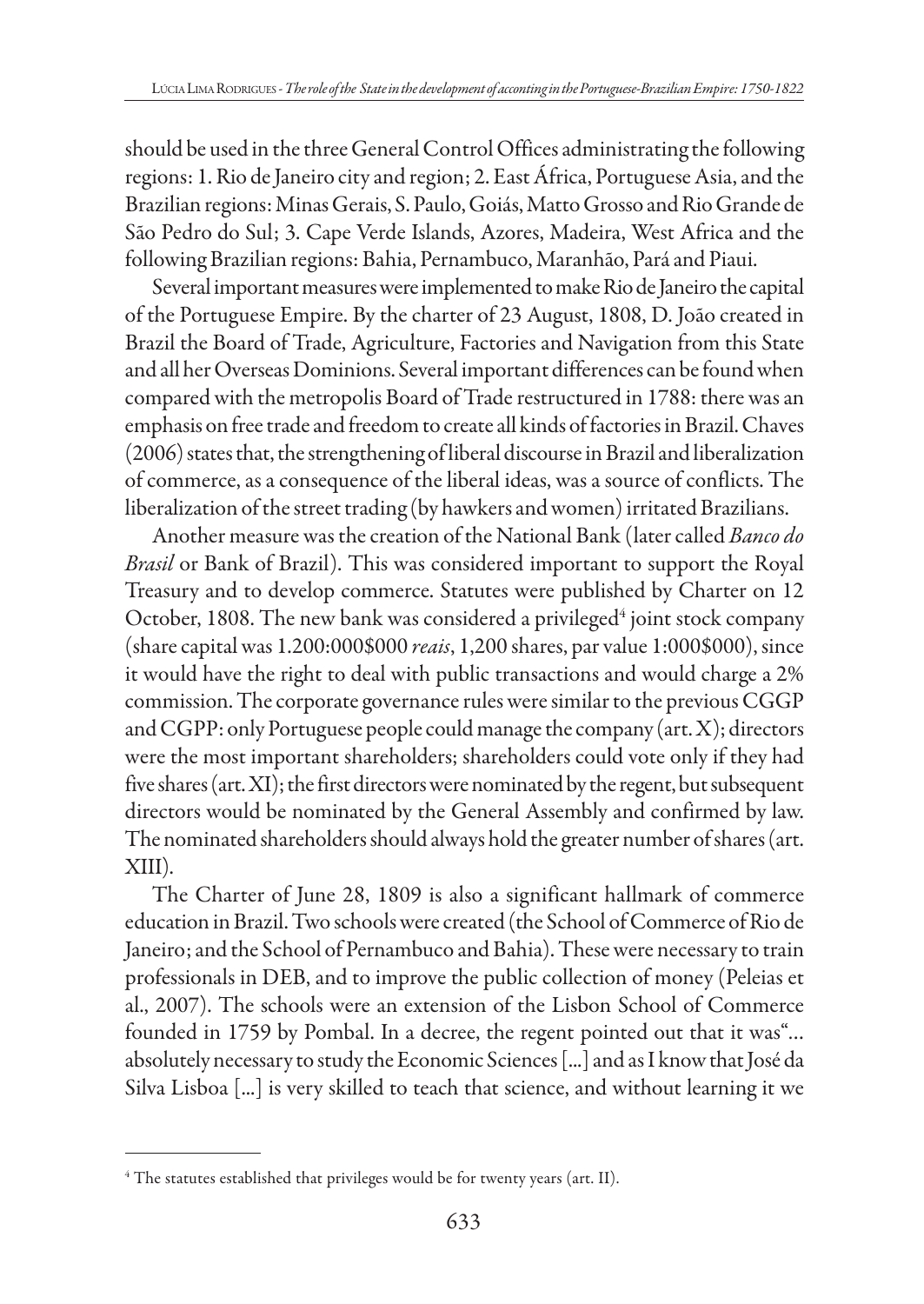should be used in the three General Control Offices administrating the following regions: 1. Rio de Janeiro city and region; 2. East África, Portuguese Asia, and the Brazilian regions: Minas Gerais, S. Paulo, Goiás, Matto Grosso and Rio Grande de São Pedro do Sul; 3. Cape Verde Islands, Azores, Madeira, West Africa and the following Brazilian regions: Bahia, Pernambuco, Maranhão, Pará and Piaui.

Several important measures were implemented to make Rio de Janeiro the capital of the Portuguese Empire. By the charter of 23 August, 1808, D. João created in Brazil the Board of Trade, Agriculture, Factories and Navigation from this State and all her Overseas Dominions. Several important differences can be found when compared with the metropolis Board of Trade restructured in 1788: there was an emphasis on free trade and freedom to create all kinds of factories in Brazil. Chaves (2006) states that, the strengthening of liberal discourse in Brazil and liberalization of commerce, as a consequence of the liberal ideas, was a source of conflicts. The liberalization of the street trading (by hawkers and women) irritated Brazilians.

Another measure was the creation of the National Bank (later called *Banco do Brasil* or Bank of Brazil). This was considered important to support the Royal Treasury and to develop commerce. Statutes were published by Charter on 12 October, 1808. The new bank was considered a privileged[4] joint stock company (share capital was 1.200:000$000 *reais*, 1,200 shares, par value 1:000$000), since it would have the right to deal with public transactions and would charge a 2% commission. The corporate governance rules were similar to the previous CGGP and CGPP: only Portuguese people could manage the company (art. X); directors were the most important shareholders; shareholders could vote only if they had five shares (art. XI); the first directors were nominated by the regent, but subsequent directors would be nominated by the General Assembly and confirmed by law. The nominated shareholders should always hold the greater number of shares (art. XIII).

The Charter of June 28, 1809 is also a significant hallmark of commerce education in Brazil. Two schools were created (the School of Commerce of Rio de Janeiro; and the School of Pernambuco and Bahia). These were necessary to train professionals in DEB, and to improve the public collection of money (Peleias et al., 2007). The schools were an extension of the Lisbon School of Commerce founded in 1759 by Pombal. In a decree, the regent pointed out that it was"... absolutely necessary to study the Economic Sciences [...] and as I know that José da Silva Lisboa [...] is very skilled to teach that science, and without learning it we

[4] The statutes established that privileges would be for twenty years (art. II).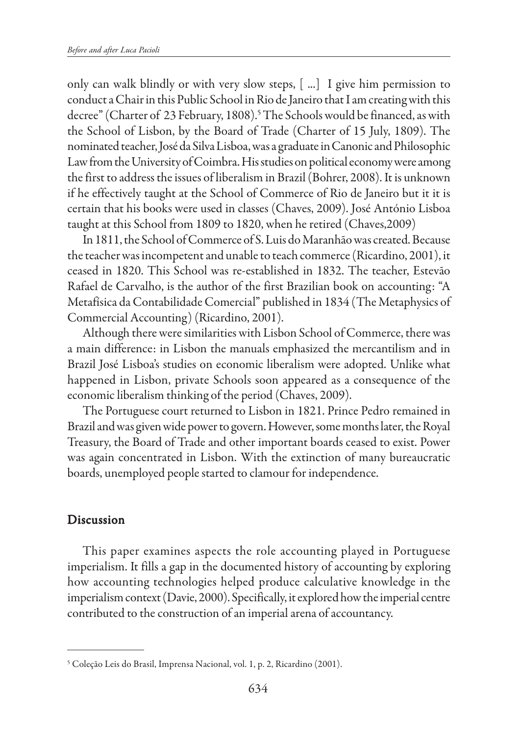only can walk blindly or with very slow steps, [ ...] I give him permission to conduct a Chair in this Public School in Rio de Janeiro that I am creating with this decree" (Charter of 23 February, 1808).[5] The Schools would be financed, as with the School of Lisbon, by the Board of Trade (Charter of 15 July, 1809). The nominated teacher, José da Silva Lisboa, was a graduate in Canonic and Philosophic Law from the University of Coimbra. His studies on political economy were among the first to address the issues of liberalism in Brazil (Bohrer, 2008). It is unknown if he effectively taught at the School of Commerce of Rio de Janeiro but it it is certain that his books were used in classes (Chaves, 2009). José António Lisboa taught at this School from 1809 to 1820, when he retired (Chaves,2009)

In 1811, the School of Commerce of S. Luis do Maranhão was created. Because the teacher was incompetent and unable to teach commerce (Ricardino, 2001), it ceased in 1820. This School was re-established in 1832. The teacher, Estevão Rafael de Carvalho, is the author of the first Brazilian book on accounting: "A Metafísica da Contabilidade Comercial" published in 1834 (The Metaphysics of Commercial Accounting) (Ricardino, 2001).

Although there were similarities with Lisbon School of Commerce, there was a main difference: in Lisbon the manuals emphasized the mercantilism and in Brazil José Lisboa's studies on economic liberalism were adopted. Unlike what happened in Lisbon, private Schools soon appeared as a consequence of the economic liberalism thinking of the period (Chaves, 2009).

The Portuguese court returned to Lisbon in 1821. Prince Pedro remained in Brazil and was given wide power to govern. However, some months later, the Royal Treasury, the Board of Trade and other important boards ceased to exist. Power was again concentrated in Lisbon. With the extinction of many bureaucratic boards, unemployed people started to clamour for independence.

## Discussion

This paper examines aspects the role accounting played in Portuguese imperialism. It fills a gap in the documented history of accounting by exploring how accounting technologies helped produce calculative knowledge in the imperialism context (Davie, 2000). Specifically, it explored how the imperial centre contributed to the construction of an imperial arena of accountancy.

---

[5] Coleção Leis do Brasil, Imprensa Nacional, vol. 1, p. 2, Ricardino (2001).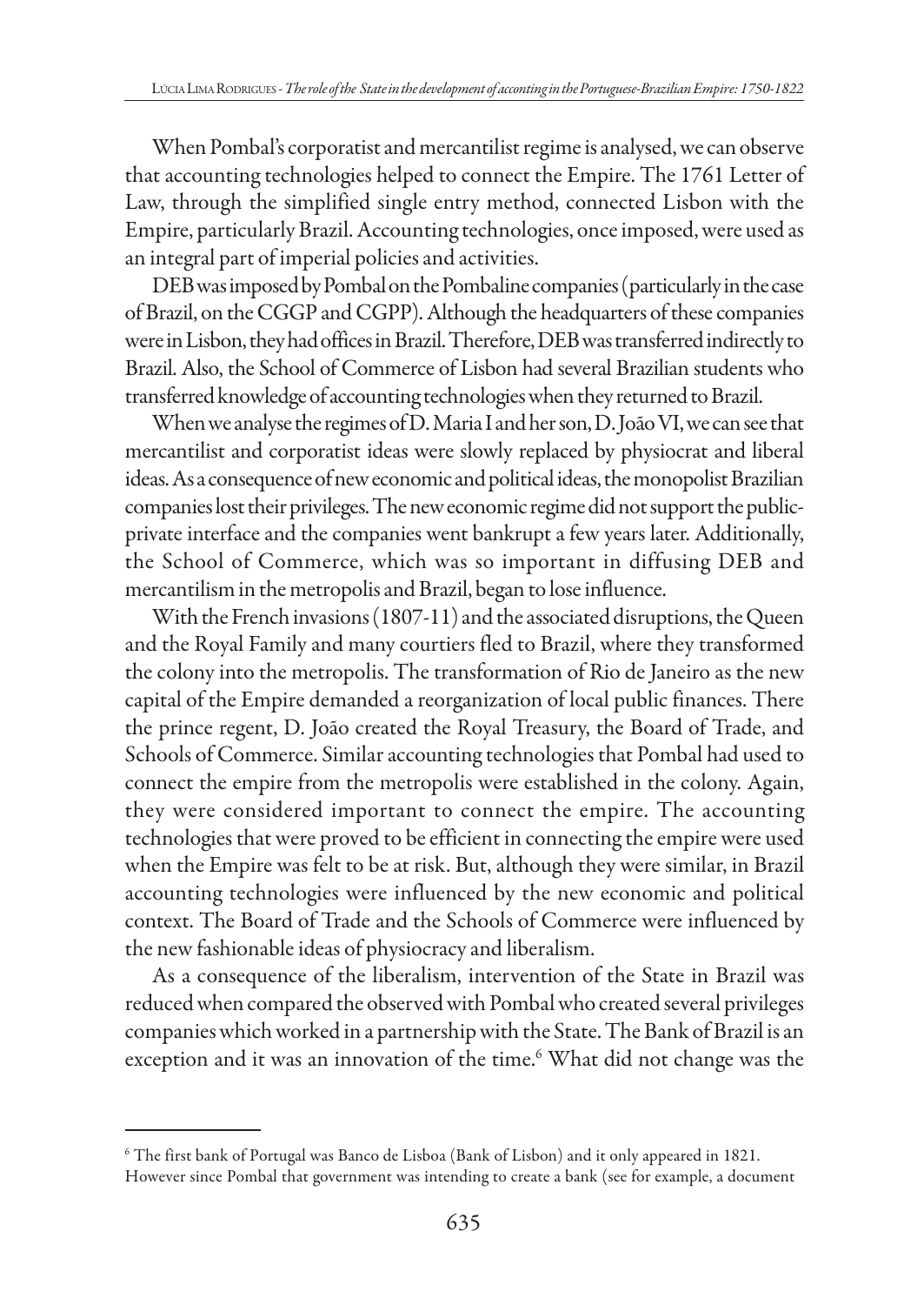When Pombal's corporatist and mercantilist regime is analysed, we can observe that accounting technologies helped to connect the Empire. The 1761 Letter of Law, through the simplified single entry method, connected Lisbon with the Empire, particularly Brazil. Accounting technologies, once imposed, were used as an integral part of imperial policies and activities.

DEB was imposed by Pombal on the Pombaline companies (particularly in the case of Brazil, on the CGGP and CGPP). Although the headquarters of these companies were in Lisbon, they had offices in Brazil. Therefore, DEB was transferred indirectly to Brazil. Also, the School of Commerce of Lisbon had several Brazilian students who transferred knowledge of accounting technologies when they returned to Brazil.

When we analyse the regimes of D. Maria I and her son, D. João VI, we can see that mercantilist and corporatist ideas were slowly replaced by physiocrat and liberal ideas. As a consequence of new economic and political ideas, the monopolist Brazilian companies lost their privileges. The new economic regime did not support the public-private interface and the companies went bankrupt a few years later. Additionally, the School of Commerce, which was so important in diffusing DEB and mercantilism in the metropolis and Brazil, began to lose influence.

With the French invasions (1807-11) and the associated disruptions, the Queen and the Royal Family and many courtiers fled to Brazil, where they transformed the colony into the metropolis. The transformation of Rio de Janeiro as the new capital of the Empire demanded a reorganization of local public finances. There the prince regent, D. João created the Royal Treasury, the Board of Trade, and Schools of Commerce. Similar accounting technologies that Pombal had used to connect the empire from the metropolis were established in the colony. Again, they were considered important to connect the empire. The accounting technologies that were proved to be efficient in connecting the empire were used when the Empire was felt to be at risk. But, although they were similar, in Brazil accounting technologies were influenced by the new economic and political context. The Board of Trade and the Schools of Commerce were influenced by the new fashionable ideas of physiocracy and liberalism.

As a consequence of the liberalism, intervention of the State in Brazil was reduced when compared the observed with Pombal who created several privileges companies which worked in a partnership with the State. The Bank of Brazil is an exception and it was an innovation of the time.[6] What did not change was the

---

[6] The first bank of Portugal was Banco de Lisboa (Bank of Lisbon) and it only appeared in 1821. However since Pombal that government was intending to create a bank (see for example, a document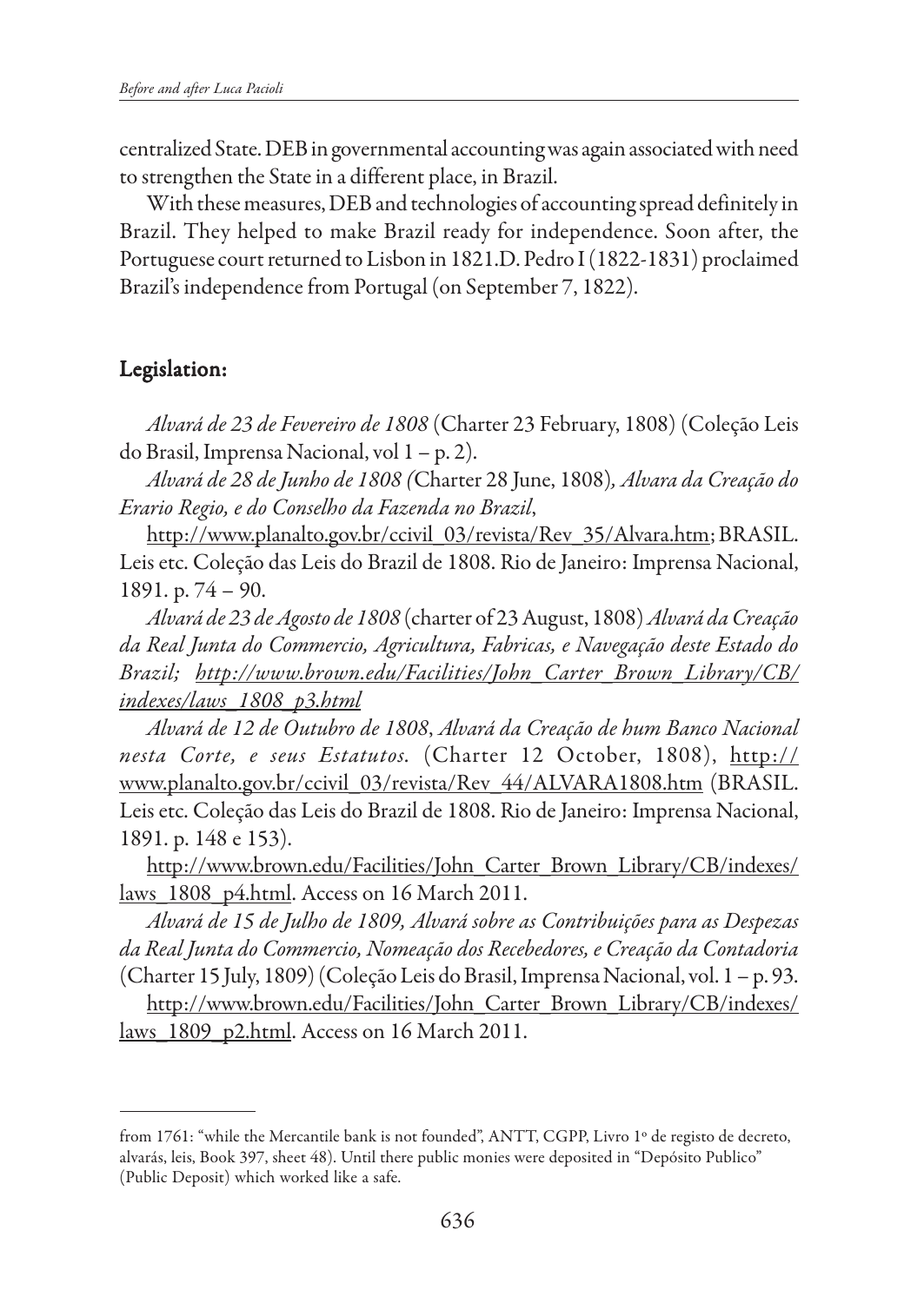centralized State. DEB in governmental accounting was again associated with need to strengthen the State in a different place, in Brazil.

With these measures, DEB and technologies of accounting spread definitely in Brazil. They helped to make Brazil ready for independence. Soon after, the Portuguese court returned to Lisbon in 1821.D. Pedro I (1822-1831) proclaimed Brazil's independence from Portugal (on September 7, 1822).

## Legislation:

*Alvará de 23 de Fevereiro de 1808* (Charter 23 February, 1808) (Coleção Leis do Brasil, Imprensa Nacional, vol 1 – p. 2).

*Alvará de 28 de Junho de 1808 (*Charter 28 June, 1808)*, Alvara da Creação do Erario Regio, e do Conselho da Fazenda no Brazil*,

http://www.planalto.gov.br/ccivil_03/revista/Rev_35/Alvara.htm; BRASIL. Leis etc. Coleção das Leis do Brazil de 1808. Rio de Janeiro: Imprensa Nacional, 1891. p. 74 – 90.

*Alvará de 23 de Agosto de 1808* (charter of 23 August, 1808) *Alvará da Creação da Real Junta do Commercio, Agricultura, Fabricas, e Navegação deste Estado do Brazil; http://www.brown.edu/Facilities/John_Carter_Brown_Library/CB/indexes/laws_1808_p3.html*

*Alvará de 12 de Outubro de 1808*, *Alvará da Creação de hum Banco Nacional nesta Corte, e seus Estatutos.* (Charter 12 October, 1808), http://www.planalto.gov.br/ccivil_03/revista/Rev_44/ALVARA1808.htm (BRASIL. Leis etc. Coleção das Leis do Brazil de 1808. Rio de Janeiro: Imprensa Nacional, 1891. p. 148 e 153).

http://www.brown.edu/Facilities/John_Carter_Brown_Library/CB/indexes/laws_1808_p4.html. Access on 16 March 2011.

*Alvará de 15 de Julho de 1809, Alvará sobre as Contribuições para as Despezas da Real Junta do Commercio, Nomeação dos Recebedores, e Creação da Contadoria* (Charter 15 July, 1809) (Coleção Leis do Brasil, Imprensa Nacional, vol. 1 – p. 93.

http://www.brown.edu/Facilities/John_Carter_Brown_Library/CB/indexes/laws_1809_p2.html. Access on 16 March 2011.

---

from 1761: "while the Mercantile bank is not founded", ANTT, CGPP, Livro 1º de registo de decreto, alvarás, leis, Book 397, sheet 48). Until there public monies were deposited in "Depósito Publico" (Public Deposit) which worked like a safe.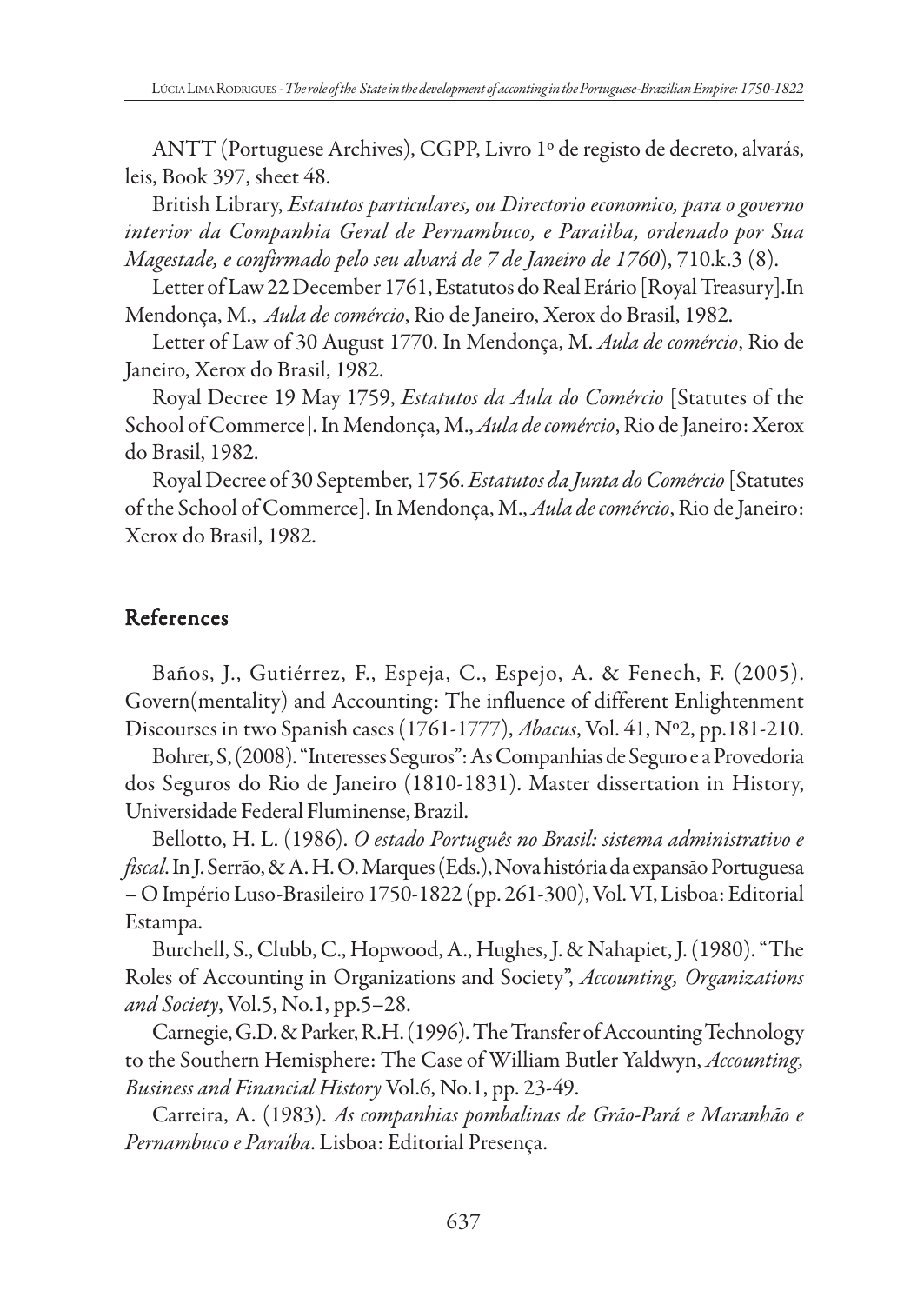ANTT (Portuguese Archives), CGPP, Livro 1º de registo de decreto, alvarás, leis, Book 397, sheet 48.

British Library, *Estatutos particulares, ou Directorio economico, para o governo interior da Companhia Geral de Pernambuco, e Paraiìba, ordenado por Sua Magestade, e confirmado pelo seu alvará de 7 de Janeiro de 1760*), 710.k.3 (8).

Letter of Law 22 December 1761, Estatutos do Real Erário [Royal Treasury].In Mendonça, M., *Aula de comércio*, Rio de Janeiro, Xerox do Brasil, 1982.

Letter of Law of 30 August 1770. In Mendonça, M. *Aula de comércio*, Rio de Janeiro, Xerox do Brasil, 1982.

Royal Decree 19 May 1759, *Estatutos da Aula do Comércio* [Statutes of the School of Commerce]. In Mendonça, M., *Aula de comércio*, Rio de Janeiro: Xerox do Brasil, 1982.

Royal Decree of 30 September, 1756. *Estatutos da Junta do Comércio* [Statutes of the School of Commerce]. In Mendonça, M., *Aula de comércio*, Rio de Janeiro: Xerox do Brasil, 1982.

## References

Baños, J., Gutiérrez, F., Espeja, C., Espejo, A. & Fenech, F. (2005). Govern(mentality) and Accounting: The influence of different Enlightenment Discourses in two Spanish cases (1761-1777), *Abacus*, Vol. 41, Nº2, pp.181-210.

Bohrer, S, (2008). "Interesses Seguros": As Companhias de Seguro e a Provedoria dos Seguros do Rio de Janeiro (1810-1831). Master dissertation in History, Universidade Federal Fluminense, Brazil.

Bellotto, H. L. (1986). *O estado Português no Brasil: sistema administrativo e fiscal*. In J. Serrão, & A. H. O. Marques (Eds.), Nova história da expansão Portuguesa – O Império Luso-Brasileiro 1750-1822 (pp. 261-300), Vol. VI, Lisboa: Editorial Estampa.

Burchell, S., Clubb, C., Hopwood, A., Hughes, J. & Nahapiet, J. (1980). "The Roles of Accounting in Organizations and Society", *Accounting, Organizations and Society*, Vol.5, No.1, pp.5–28.

Carnegie, G.D. & Parker, R.H. (1996). The Transfer of Accounting Technology to the Southern Hemisphere: The Case of William Butler Yaldwyn, *Accounting, Business and Financial History* Vol.6, No.1, pp. 23-49.

Carreira, A. (1983). *As companhias pombalinas de Grão-Pará e Maranhão e Pernambuco e Paraíba*. Lisboa: Editorial Presença.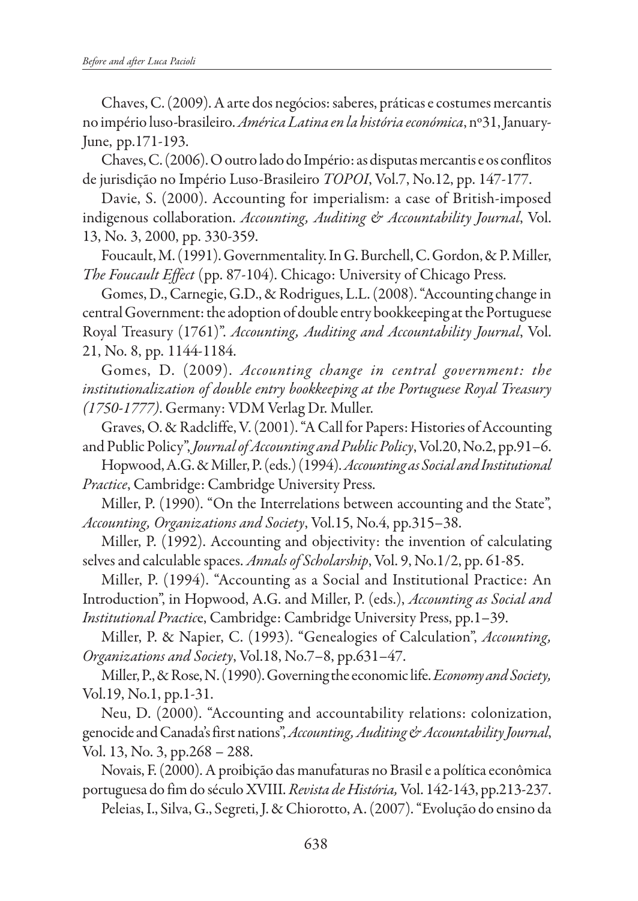Chaves, C. (2009). A arte dos negócios: saberes, práticas e costumes mercantis no império luso-brasileiro. *América Latina en la história económica*, nº31, January-June, pp.171-193.

Chaves, C. (2006). O outro lado do Império: as disputas mercantis e os conflitos de jurisdição no Império Luso-Brasileiro *TOPOI*, Vol.7, No.12, pp. 147-177.

Davie, S. (2000). Accounting for imperialism: a case of British-imposed indigenous collaboration. *Accounting, Auditing & Accountability Journal*, Vol. 13, No. 3, 2000, pp. 330-359.

Foucault, M. (1991). Governmentality. In G. Burchell, C. Gordon, & P. Miller, *The Foucault Effect* (pp. 87-104). Chicago: University of Chicago Press.

Gomes, D., Carnegie, G.D., & Rodrigues, L.L. (2008). "Accounting change in central Government: the adoption of double entry bookkeeping at the Portuguese Royal Treasury (1761)". *Accounting, Auditing and Accountability Journal*, Vol. 21, No. 8, pp. 1144-1184.

Gomes, D. (2009). *Accounting change in central government: the institutionalization of double entry bookkeeping at the Portuguese Royal Treasury (1750-1777)*. Germany: VDM Verlag Dr. Muller.

Graves, O. & Radcliffe, V. (2001). "A Call for Papers: Histories of Accounting and Public Policy", *Journal of Accounting and Public Policy*, Vol.20, No.2, pp.91–6.

Hopwood, A.G. & Miller, P. (eds.) (1994). *Accounting as Social and Institutional Practice*, Cambridge: Cambridge University Press.

Miller, P. (1990). "On the Interrelations between accounting and the State", *Accounting, Organizations and Society*, Vol.15, No.4, pp.315–38.

Miller, P. (1992). Accounting and objectivity: the invention of calculating selves and calculable spaces. *Annals of Scholarship*, Vol. 9, No.1/2, pp. 61-85.

Miller, P. (1994). "Accounting as a Social and Institutional Practice: An Introduction", in Hopwood, A.G. and Miller, P. (eds.), *Accounting as Social and Institutional Practice*, Cambridge: Cambridge University Press, pp.1–39.

Miller, P. & Napier, C. (1993). "Genealogies of Calculation", *Accounting, Organizations and Society*, Vol.18, No.7–8, pp.631–47.

Miller, P., & Rose, N. (1990). Governing the economic life. *Economy and Society,* Vol.19, No.1, pp.1-31.

Neu, D. (2000). "Accounting and accountability relations: colonization, genocide and Canada's first nations", *Accounting, Auditing & Accountability Journal*, Vol. 13, No. 3, pp.268 – 288.

Novais, F. (2000). A proibição das manufaturas no Brasil e a política econômica portuguesa do fim do século XVIII. *Revista de História,* Vol. 142-143, pp.213-237.

Peleias, I., Silva, G., Segreti, J. & Chiorotto, A. (2007). "Evolução do ensino da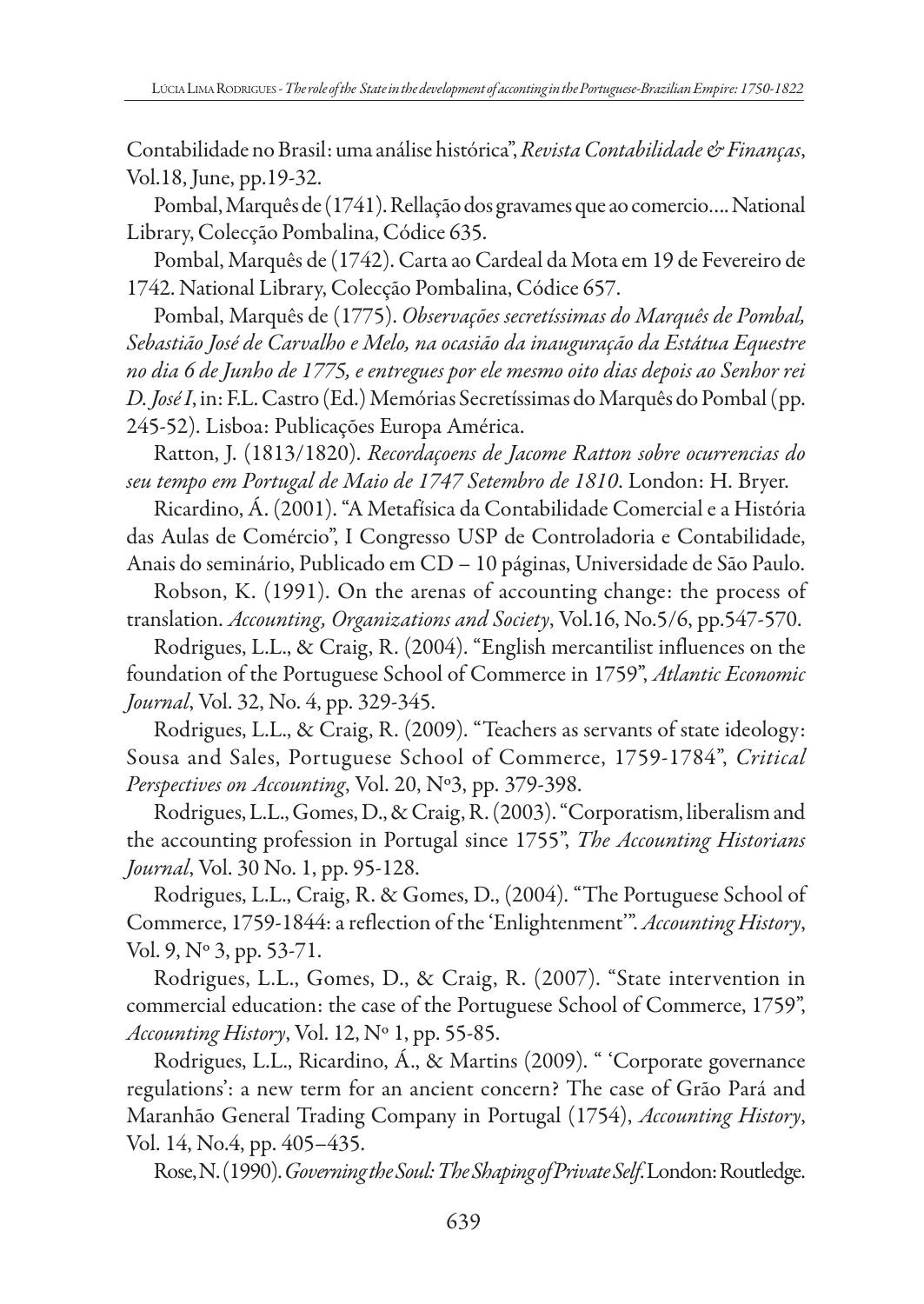Contabilidade no Brasil: uma análise histórica", *Revista Contabilidade & Finanças*, Vol.18, June, pp.19-32.

Pombal, Marquês de (1741). Rellação dos gravames que ao comercio.... National Library, Colecção Pombalina, Códice 635.

Pombal, Marquês de (1742). Carta ao Cardeal da Mota em 19 de Fevereiro de 1742. National Library, Colecção Pombalina, Códice 657.

Pombal, Marquês de (1775). *Observações secretíssimas do Marquês de Pombal, Sebastião José de Carvalho e Melo, na ocasião da inauguração da Estátua Equestre no dia 6 de Junho de 1775, e entregues por ele mesmo oito dias depois ao Senhor rei D. José I*, in: F.L. Castro (Ed.) Memórias Secretíssimas do Marquês do Pombal (pp. 245-52). Lisboa: Publicações Europa América.

Ratton, J. (1813/1820). *Recordaçoens de Jacome Ratton sobre ocurrencias do seu tempo em Portugal de Maio de 1747 Setembro de 1810*. London: H. Bryer.

Ricardino, Á. (2001). "A Metafísica da Contabilidade Comercial e a História das Aulas de Comércio", I Congresso USP de Controladoria e Contabilidade, Anais do seminário, Publicado em CD – 10 páginas, Universidade de São Paulo.

Robson, K. (1991). On the arenas of accounting change: the process of translation. *Accounting, Organizations and Society*, Vol.16, No.5/6, pp.547-570.

Rodrigues, L.L., & Craig, R. (2004). "English mercantilist influences on the foundation of the Portuguese School of Commerce in 1759", *Atlantic Economic Journal*, Vol. 32, No. 4, pp. 329-345.

Rodrigues, L.L., & Craig, R. (2009). "Teachers as servants of state ideology: Sousa and Sales, Portuguese School of Commerce, 1759-1784", *Critical Perspectives on Accounting*, Vol. 20, Nº3, pp. 379-398.

Rodrigues, L.L., Gomes, D., & Craig, R. (2003). "Corporatism, liberalism and the accounting profession in Portugal since 1755", *The Accounting Historians Journal*, Vol. 30 No. 1, pp. 95-128.

Rodrigues, L.L., Craig, R. & Gomes, D., (2004). "The Portuguese School of Commerce, 1759-1844: a reflection of the 'Enlightenment'". *Accounting History*, Vol. 9, Nº 3, pp. 53-71.

Rodrigues, L.L., Gomes, D., & Craig, R. (2007). "State intervention in commercial education: the case of the Portuguese School of Commerce, 1759", *Accounting History*, Vol. 12, Nº 1, pp. 55-85.

Rodrigues, L.L., Ricardino, Á., & Martins (2009). " 'Corporate governance regulations': a new term for an ancient concern? The case of Grão Pará and Maranhão General Trading Company in Portugal (1754), *Accounting History*, Vol. 14, No.4, pp. 405–435.

Rose, N. (1990). *Governing the Soul: The Shaping of Private Self*. London: Routledge.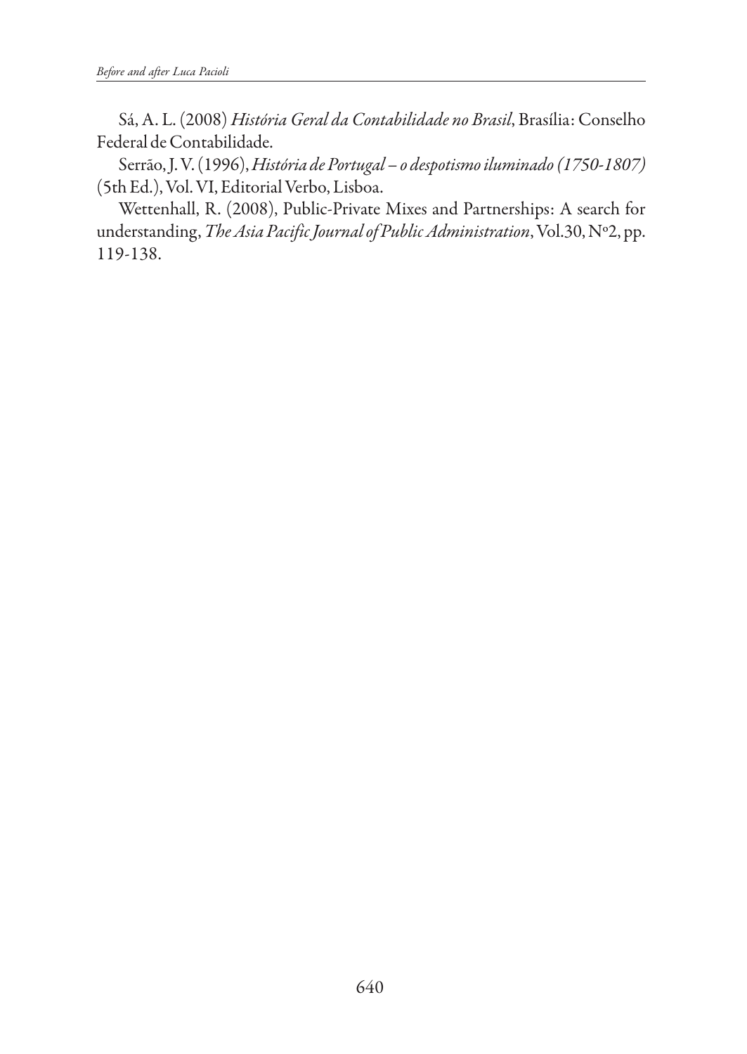Sá, A. L. (2008) *História Geral da Contabilidade no Brasil*, Brasília: Conselho Federal de Contabilidade.

Serrão, J. V. (1996), *História de Portugal – o despotismo iluminado (1750-1807)* (5th Ed.), Vol. VI, Editorial Verbo, Lisboa.

Wettenhall, R. (2008), Public-Private Mixes and Partnerships: A search for understanding, *The Asia Pacific Journal of Public Administration*, Vol.30, Nº2, pp. 119-138.